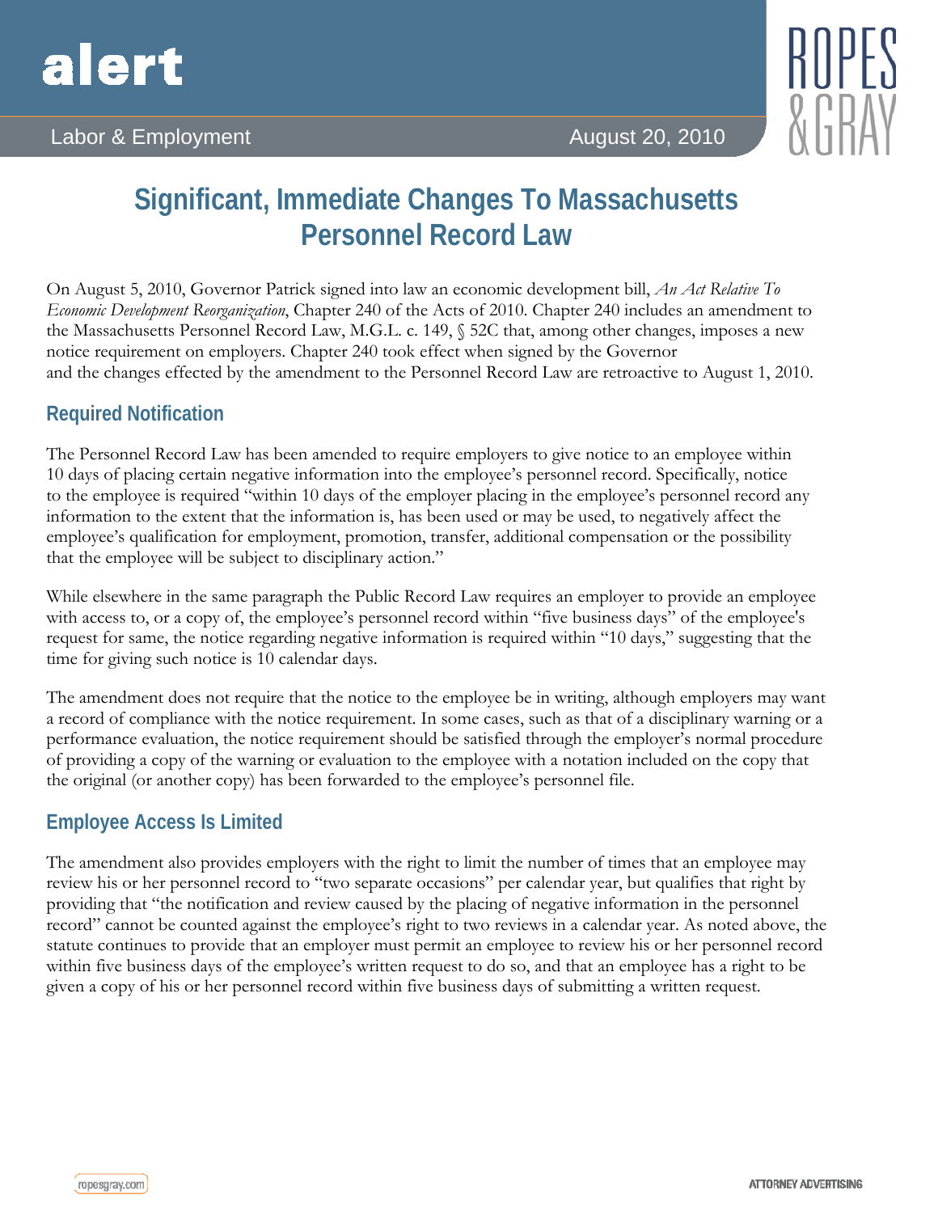alert

Labor & Employment — August 20, 2010

# Significant, Immediate Changes To Massachusetts Personnel Record Law

On August 5, 2010, Governor Patrick signed into law an economic development bill, *An Act Relative To Economic Development Reorganization*, Chapter 240 of the Acts of 2010. Chapter 240 includes an amendment to the Massachusetts Personnel Record Law, M.G.L. c. 149, § 52C that, among other changes, imposes a new notice requirement on employers. Chapter 240 took effect when signed by the Governor and the changes effected by the amendment to the Personnel Record Law are retroactive to August 1, 2010.

## Required Notification

The Personnel Record Law has been amended to require employers to give notice to an employee within 10 days of placing certain negative information into the employee's personnel record. Specifically, notice to the employee is required "within 10 days of the employer placing in the employee's personnel record any information to the extent that the information is, has been used or may be used, to negatively affect the employee's qualification for employment, promotion, transfer, additional compensation or the possibility that the employee will be subject to disciplinary action."

While elsewhere in the same paragraph the Public Record Law requires an employer to provide an employee with access to, or a copy of, the employee's personnel record within "five business days" of the employee's request for same, the notice regarding negative information is required within "10 days," suggesting that the time for giving such notice is 10 calendar days.

The amendment does not require that the notice to the employee be in writing, although employers may want a record of compliance with the notice requirement. In some cases, such as that of a disciplinary warning or a performance evaluation, the notice requirement should be satisfied through the employer's normal procedure of providing a copy of the warning or evaluation to the employee with a notation included on the copy that the original (or another copy) has been forwarded to the employee's personnel file.

## Employee Access Is Limited

The amendment also provides employers with the right to limit the number of times that an employee may review his or her personnel record to "two separate occasions" per calendar year, but qualifies that right by providing that "the notification and review caused by the placing of negative information in the personnel record" cannot be counted against the employee's right to two reviews in a calendar year. As noted above, the statute continues to provide that an employer must permit an employee to review his or her personnel record within five business days of the employee's written request to do so, and that an employee has a right to be given a copy of his or her personnel record within five business days of submitting a written request.

ATTORNEY ADVERTISING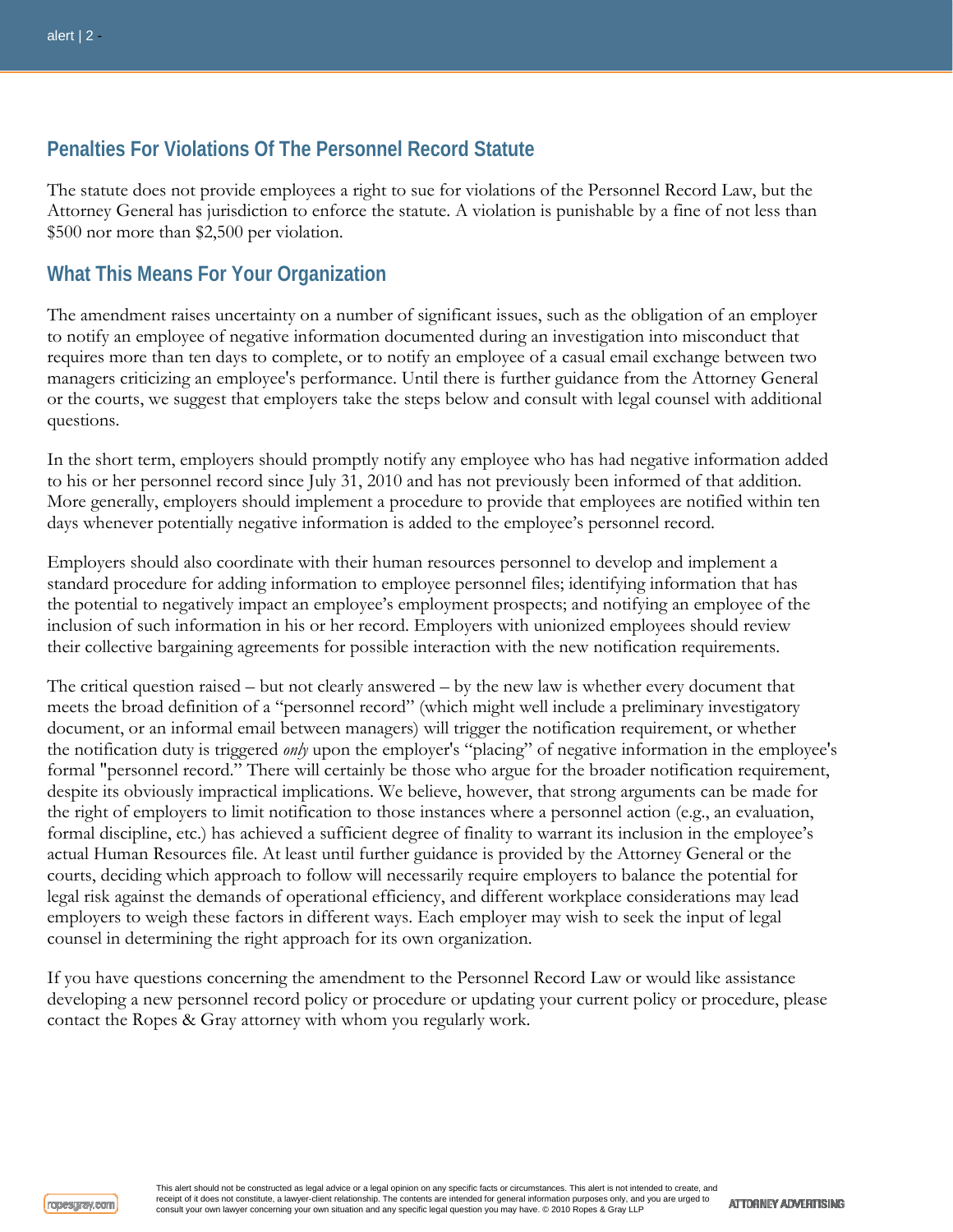## Penalties For Violations Of The Personnel Record Statute

The statute does not provide employees a right to sue for violations of the Personnel Record Law, but the Attorney General has jurisdiction to enforce the statute. A violation is punishable by a fine of not less than $500 nor more than $2,500 per violation.

## What This Means For Your Organization

The amendment raises uncertainty on a number of significant issues, such as the obligation of an employer to notify an employee of negative information documented during an investigation into misconduct that requires more than ten days to complete, or to notify an employee of a casual email exchange between two managers criticizing an employee's performance. Until there is further guidance from the Attorney General or the courts, we suggest that employers take the steps below and consult with legal counsel with additional questions.

In the short term, employers should promptly notify any employee who has had negative information added to his or her personnel record since July 31, 2010 and has not previously been informed of that addition. More generally, employers should implement a procedure to provide that employees are notified within ten days whenever potentially negative information is added to the employee's personnel record.

Employers should also coordinate with their human resources personnel to develop and implement a standard procedure for adding information to employee personnel files; identifying information that has the potential to negatively impact an employee's employment prospects; and notifying an employee of the inclusion of such information in his or her record. Employers with unionized employees should review their collective bargaining agreements for possible interaction with the new notification requirements.

The critical question raised – but not clearly answered – by the new law is whether every document that meets the broad definition of a "personnel record" (which might well include a preliminary investigatory document, or an informal email between managers) will trigger the notification requirement, or whether the notification duty is triggered *only* upon the employer's "placing" of negative information in the employee's formal "personnel record." There will certainly be those who argue for the broader notification requirement, despite its obviously impractical implications. We believe, however, that strong arguments can be made for the right of employers to limit notification to those instances where a personnel action (e.g., an evaluation, formal discipline, etc.) has achieved a sufficient degree of finality to warrant its inclusion in the employee's actual Human Resources file. At least until further guidance is provided by the Attorney General or the courts, deciding which approach to follow will necessarily require employers to balance the potential for legal risk against the demands of operational efficiency, and different workplace considerations may lead employers to weigh these factors in different ways. Each employer may wish to seek the input of legal counsel in determining the right approach for its own organization.

If you have questions concerning the amendment to the Personnel Record Law or would like assistance developing a new personnel record policy or procedure or updating your current policy or procedure, please contact the Ropes & Gray attorney with whom you regularly work.

This alert should not be constructed as legal advice or a legal opinion on any specific facts or circumstances. This alert is not intended to create, and receipt of it does not constitute, a lawyer-client relationship. The contents are intended for general information purposes only, and you are urged to consult your own lawyer concerning your own situation and any specific legal question you may have. © 2010 Ropes & Gray LLP

ATTORNEY ADVERTISING